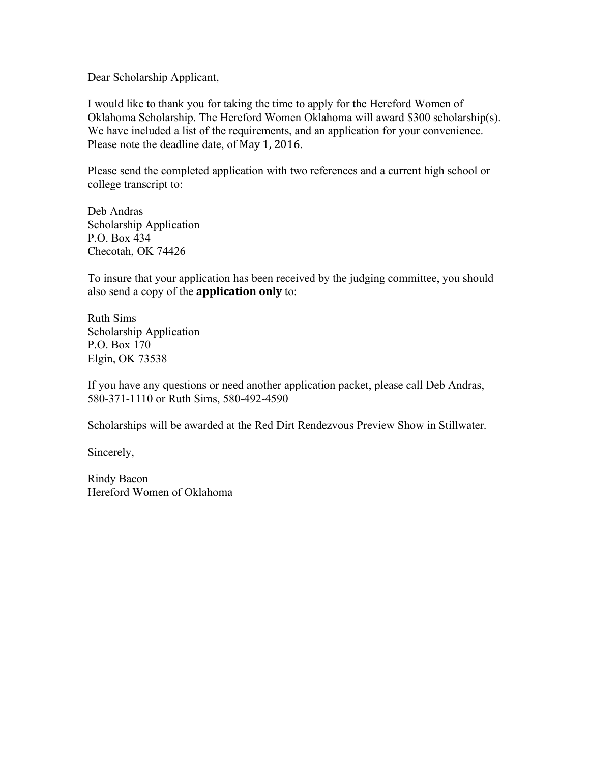Dear Scholarship Applicant,

I would like to thank you for taking the time to apply for the Hereford Women of Oklahoma Scholarship. The Hereford Women Oklahoma will award $300 scholarship(s). We have included a list of the requirements, and an application for your convenience. Please note the deadline date, of May 1, 2016.

Please send the completed application with two references and a current high school or college transcript to:

Deb Andras  
Scholarship Application  
P.O. Box 434  
Checotah, OK 74426

To insure that your application has been received by the judging committee, you should also send a copy of the **application only** to:

Ruth Sims  
Scholarship Application  
P.O. Box 170  
Elgin, OK 73538

If you have any questions or need another application packet, please call Deb Andras, 580-371-1110 or Ruth Sims, 580-492-4590

Scholarships will be awarded at the Red Dirt Rendezvous Preview Show in Stillwater.

Sincerely,

Rindy Bacon  
Hereford Women of Oklahoma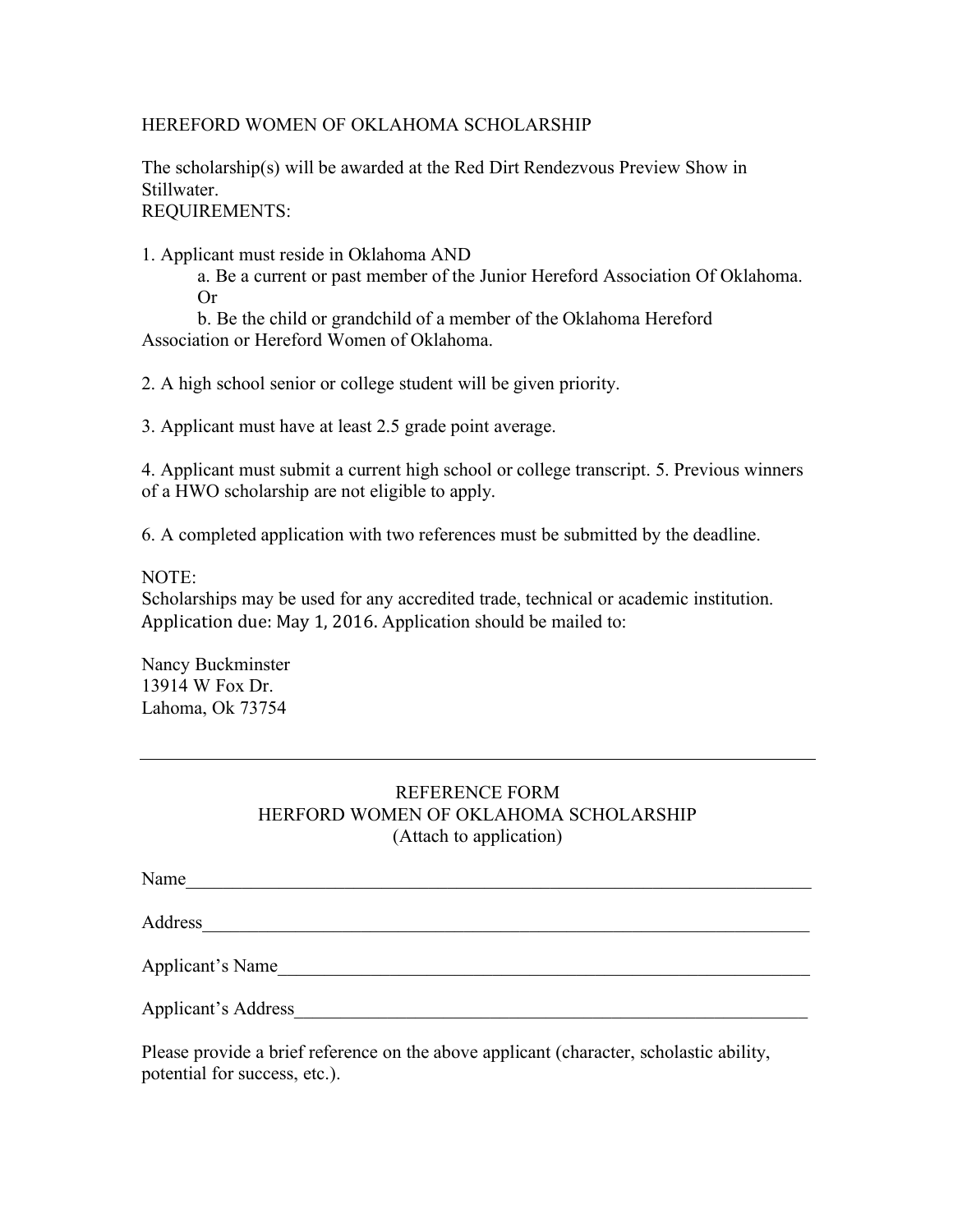# HEREFORD WOMEN OF OKLAHOMA SCHOLARSHIP

The scholarship(s) will be awarded at the Red Dirt Rendezvous Preview Show in Stillwater.

REQUIREMENTS:

1. Applicant must reside in Oklahoma AND
   a. Be a current or past member of the Junior Hereford Association Of Oklahoma.
   Or
   b. Be the child or grandchild of a member of the Oklahoma Hereford Association or Hereford Women of Oklahoma.

2. A high school senior or college student will be given priority.

3. Applicant must have at least 2.5 grade point average.

4. Applicant must submit a current high school or college transcript. 5. Previous winners of a HWO scholarship are not eligible to apply.

6. A completed application with two references must be submitted by the deadline.

NOTE:
Scholarships may be used for any accredited trade, technical or academic institution.
Application due: May 1, 2016. Application should be mailed to:

Nancy Buckminster
13914 W Fox Dr.
Lahoma, Ok 73754

---

## REFERENCE FORM
## HERFORD WOMEN OF OKLAHOMA SCHOLARSHIP
(Attach to application)

Name_______________________________________________________________

Address_____________________________________________________________

Applicant's Name_____________________________________________________

Applicant's Address___________________________________________________

Please provide a brief reference on the above applicant (character, scholastic ability, potential for success, etc.).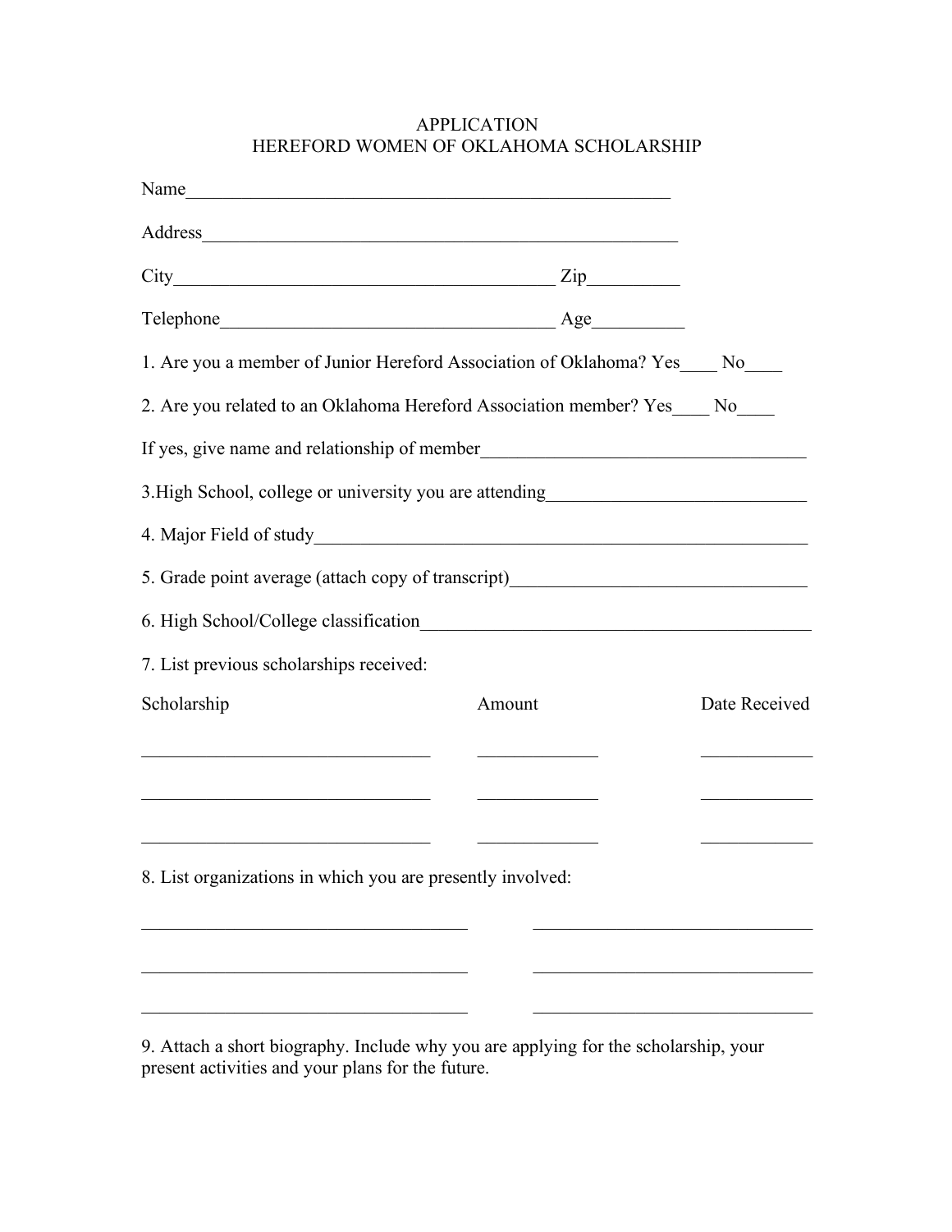# APPLICATION
## HEREFORD WOMEN OF OKLAHOMA SCHOLARSHIP

Name______________________________________________________

Address____________________________________________________

City__________________________________________ Zip_________

Telephone_____________________________________ Age_________

1. Are you a member of Junior Hereford Association of Oklahoma? Yes____ No____

2. Are you related to an Oklahoma Hereford Association member? Yes____ No____

If yes, give name and relationship of member__________________________________

3.High School, college or university you are attending___________________________

4. Major Field of study______________________________________________________

5. Grade point average (attach copy of transcript)________________________________

6. High School/College classification___________________________________________

7. List previous scholarships received:

| Scholarship | Amount | Date Received |
| --- | --- | --- |
| | | |
| | | |
| | | |

8. List organizations in which you are presently involved:

| | |
| --- | --- |
| | |
| | |
| | |

9. Attach a short biography. Include why you are applying for the scholarship, your present activities and your plans for the future.